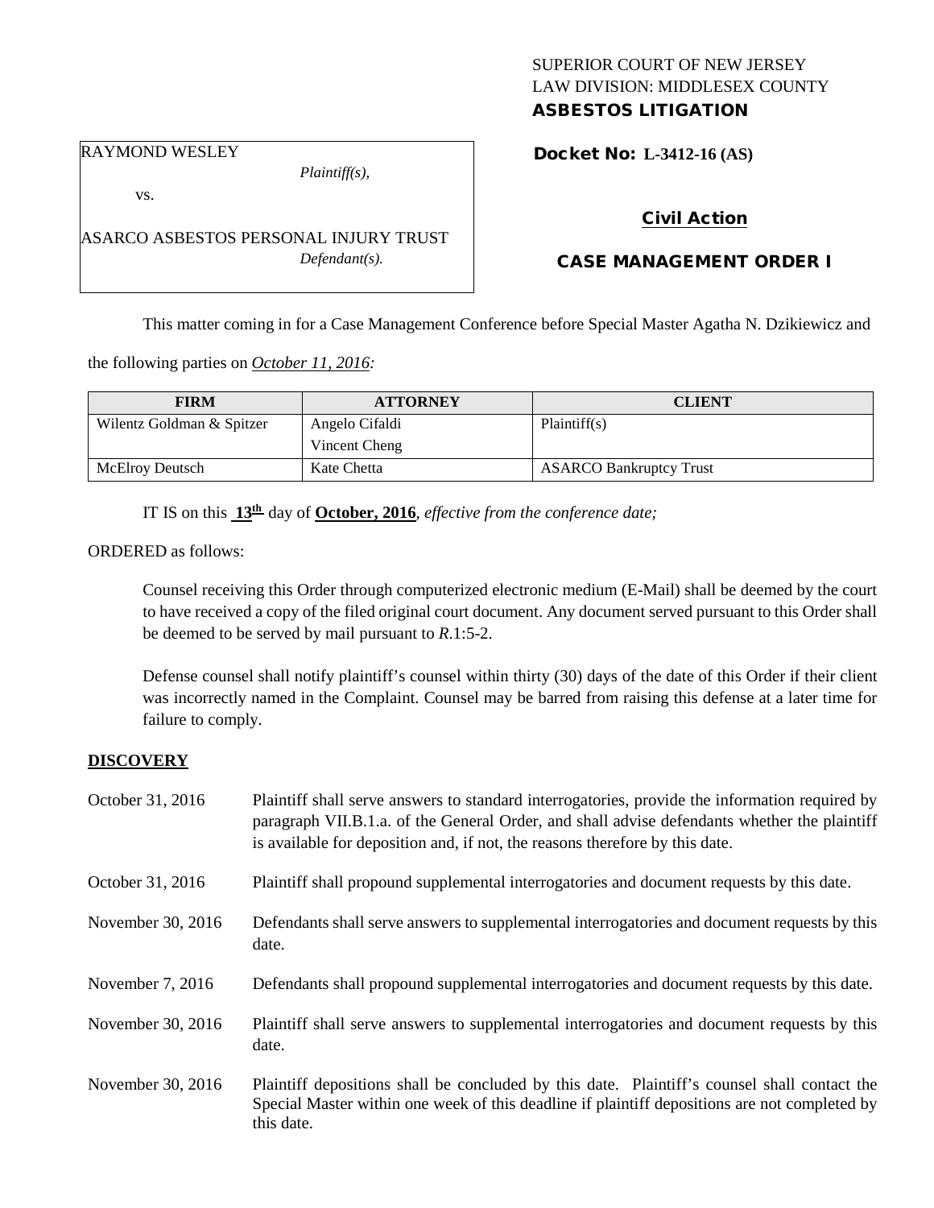SUPERIOR COURT OF NEW JERSEY
LAW DIVISION: MIDDLESEX COUNTY
**ASBESTOS LITIGATION**

RAYMOND WESLEY
*Plaintiff(s),*
vs.
ASARCO ASBESTOS PERSONAL INJURY TRUST
*Defendant(s).*

**Docket No: L-3412-16 (AS)**

**Civil Action**

**CASE MANAGEMENT ORDER I**

This matter coming in for a Case Management Conference before Special Master Agatha N. Dzikiewicz and the following parties on *October 11, 2016:*

| FIRM | ATTORNEY | CLIENT |
|---|---|---|
| Wilentz Goldman & Spitzer | Angelo Cifaldi<br>Vincent Cheng | Plaintiff(s) |
| McElroy Deutsch | Kate Chetta | ASARCO Bankruptcy Trust |

IT IS on this **13th** day of **October, 2016**, *effective from the conference date;*

ORDERED as follows:

Counsel receiving this Order through computerized electronic medium (E-Mail) shall be deemed by the court to have received a copy of the filed original court document. Any document served pursuant to this Order shall be deemed to be served by mail pursuant to *R*.1:5-2.

Defense counsel shall notify plaintiff's counsel within thirty (30) days of the date of this Order if their client was incorrectly named in the Complaint. Counsel may be barred from raising this defense at a later time for failure to comply.

## DISCOVERY

| | |
|---|---|
| October 31, 2016 | Plaintiff shall serve answers to standard interrogatories, provide the information required by paragraph VII.B.1.a. of the General Order, and shall advise defendants whether the plaintiff is available for deposition and, if not, the reasons therefore by this date. |
| October 31, 2016 | Plaintiff shall propound supplemental interrogatories and document requests by this date. |
| November 30, 2016 | Defendants shall serve answers to supplemental interrogatories and document requests by this date. |
| November 7, 2016 | Defendants shall propound supplemental interrogatories and document requests by this date. |
| November 30, 2016 | Plaintiff shall serve answers to supplemental interrogatories and document requests by this date. |
| November 30, 2016 | Plaintiff depositions shall be concluded by this date. Plaintiff's counsel shall contact the Special Master within one week of this deadline if plaintiff depositions are not completed by this date. |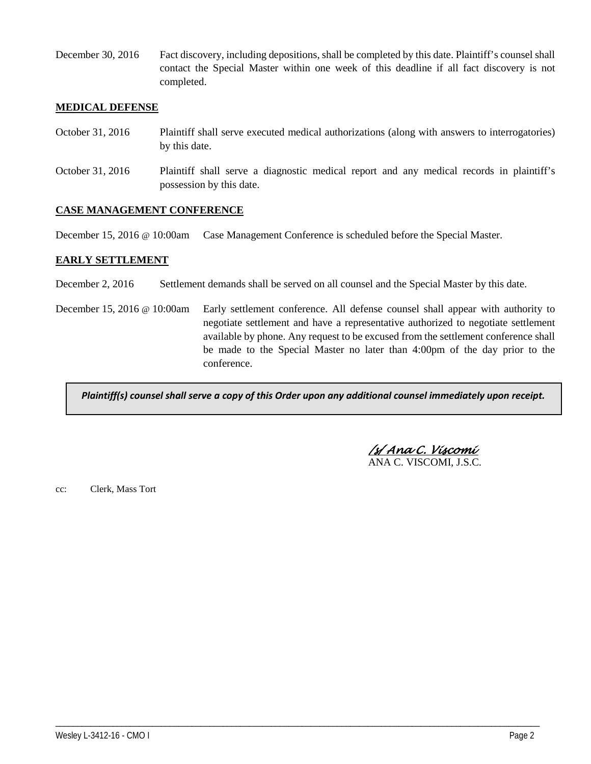| | |
|---|---|
| December 30, 2016 | Fact discovery, including depositions, shall be completed by this date. Plaintiff's counsel shall contact the Special Master within one week of this deadline if all fact discovery is not completed. |

**MEDICAL DEFENSE**

| | |
|---|---|
| October 31, 2016 | Plaintiff shall serve executed medical authorizations (along with answers to interrogatories) by this date. |
| October 31, 2016 | Plaintiff shall serve a diagnostic medical report and any medical records in plaintiff's possession by this date. |

**CASE MANAGEMENT CONFERENCE**

| | |
|---|---|
| December 15, 2016 @ 10:00am | Case Management Conference is scheduled before the Special Master. |

**EARLY SETTLEMENT**

| | |
|---|---|
| December 2, 2016 | Settlement demands shall be served on all counsel and the Special Master by this date. |
| December 15, 2016 @ 10:00am | Early settlement conference. All defense counsel shall appear with authority to negotiate settlement and have a representative authorized to negotiate settlement available by phone. Any request to be excused from the settlement conference shall be made to the Special Master no later than 4:00pm of the day prior to the conference. |

***Plaintiff(s) counsel shall serve a copy of this Order upon any additional counsel immediately upon receipt.***

*/s/ Ana C. Viscomi*
ANA C. VISCOMI, J.S.C.

cc: Clerk, Mass Tort

Wesley L-3412-16 - CMO I